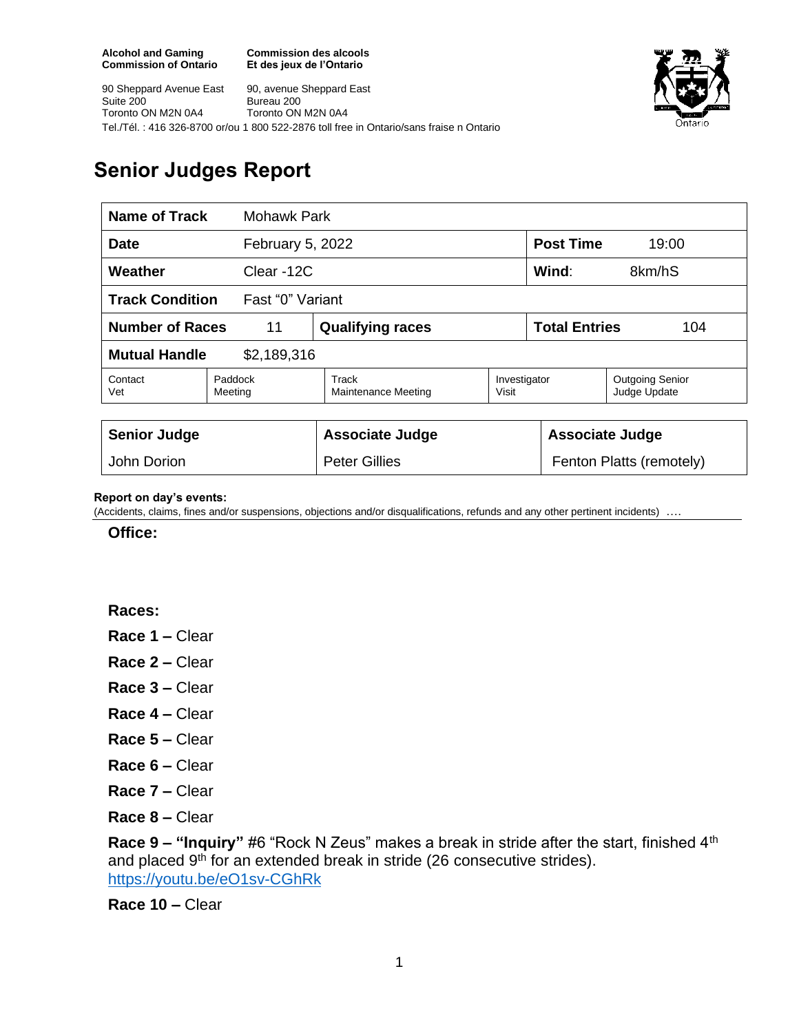**Alcohol and Gaming Commission of Ontario**
**Commission des alcools Et des jeux de l'Ontario**

90 Sheppard Avenue East
Suite 200
Toronto ON M2N 0A4

90, avenue Sheppard East
Bureau 200
Toronto ON M2N 0A4

Tel./Tél. : 416 326-8700 or/ou 1 800 522-2876 toll free in Ontario/sans fraise n Ontario

# Senior Judges Report

| **Name of Track** | Mohawk Park | | | | |
|---|---|---|---|---|---|
| **Date** | February 5, 2022 | | | **Post Time** | 19:00 |
| **Weather** | Clear -12C | | | **Wind**: | 8km/hS |
| **Track Condition** | Fast "0" Variant | | | | |
| **Number of Races** | 11 | **Qualifying races** | | **Total Entries** | 104 |
| **Mutual Handle** | $2,189,316 | | | | |
| Contact Vet | Paddock Meeting | Track Maintenance Meeting | Investigator Visit | Outgoing Senior Judge Update | |

| **Senior Judge** | **Associate Judge** | **Associate Judge** |
|---|---|---|
| John Dorion | Peter Gillies | Fenton Platts (remotely) |

**Report on day's events:**
(Accidents, claims, fines and/or suspensions, objections and/or disqualifications, refunds and any other pertinent incidents) ….

**Office:**

**Races:**

**Race 1 –** Clear

**Race 2 –** Clear

**Race 3 –** Clear

**Race 4 –** Clear

**Race 5 –** Clear

**Race 6 –** Clear

**Race 7 –** Clear

**Race 8 –** Clear

**Race 9 – "Inquiry"** #6 "Rock N Zeus" makes a break in stride after the start, finished 4th and placed 9th for an extended break in stride (26 consecutive strides).
https://youtu.be/eO1sv-CGhRk

**Race 10 –** Clear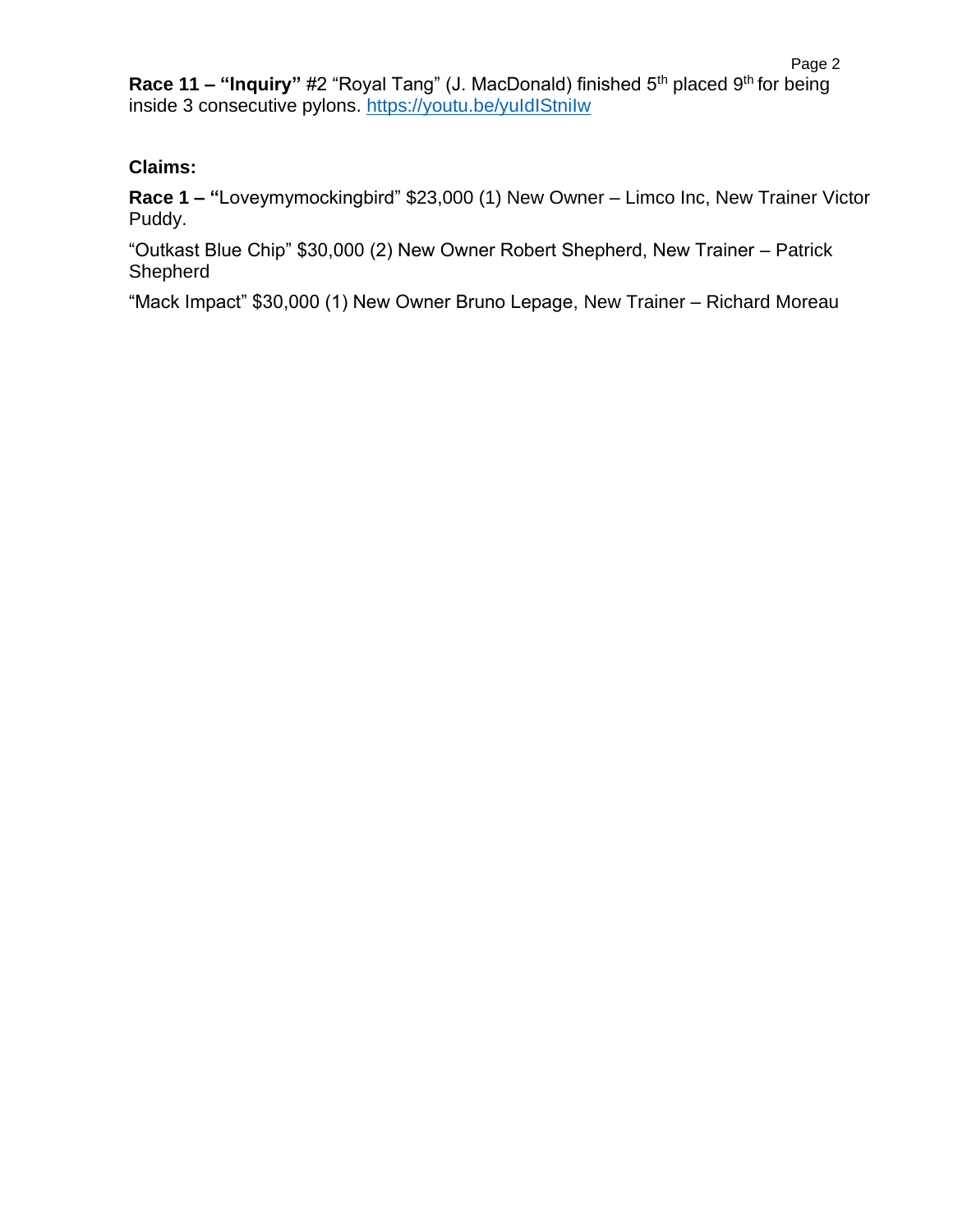**Race 11 – "Inquiry"** #2 "Royal Tang" (J. MacDonald) finished 5th placed 9th for being inside 3 consecutive pylons. https://youtu.be/yuIdIStniIw

**Claims:**

**Race 1 – "**Loveymymockingbird" $23,000 (1) New Owner – Limco Inc, New Trainer Victor Puddy.

"Outkast Blue Chip" $30,000 (2) New Owner Robert Shepherd, New Trainer – Patrick Shepherd

"Mack Impact" $30,000 (1) New Owner Bruno Lepage, New Trainer – Richard Moreau